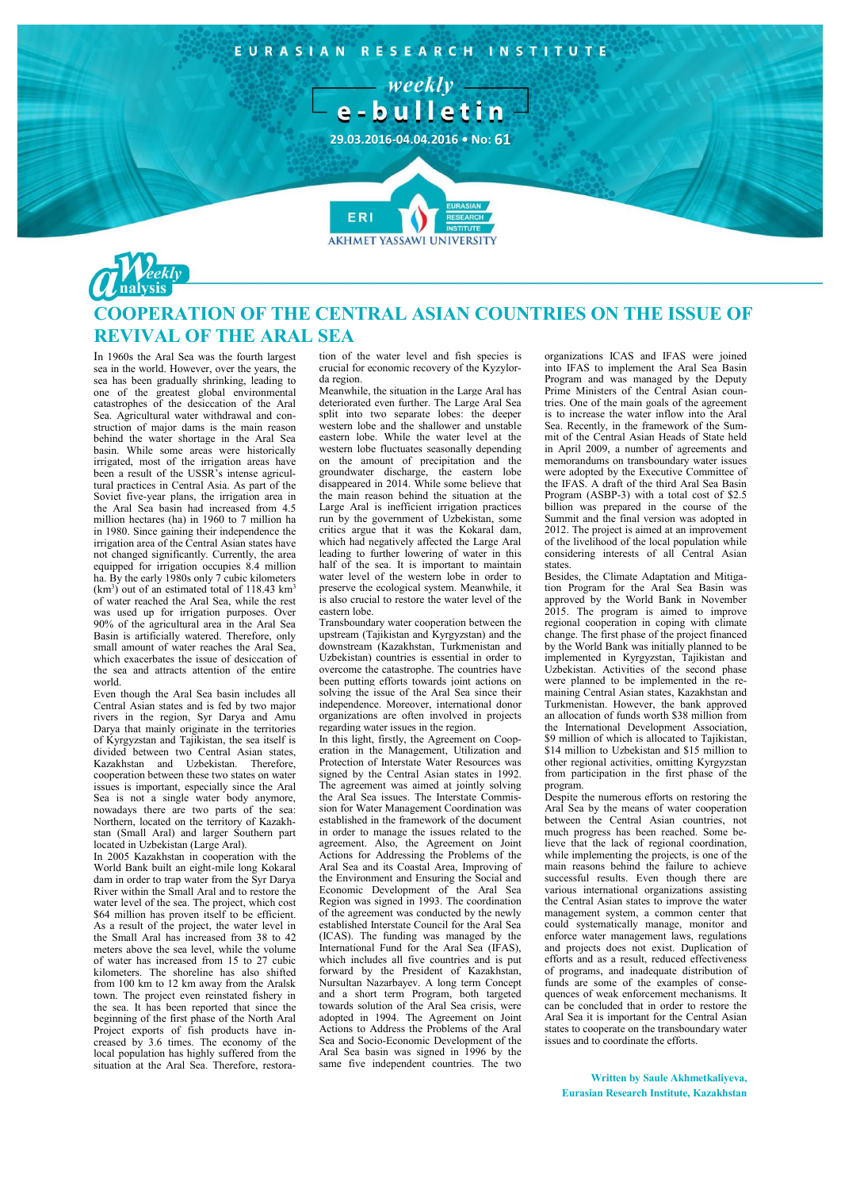EURASIAN RESEARCH INSTITUTE

*weekly*

**e-bulletin**

29.03.2016-04.04.2016 • No: 61

ERI EURASIAN RESEARCH INSTITUTE
AKHMET YASSAWI UNIVERSITY

*Weekly analysis*

# COOPERATION OF THE CENTRAL ASIAN COUNTRIES ON THE ISSUE OF REVIVAL OF THE ARAL SEA

In 1960s the Aral Sea was the fourth largest sea in the world. However, over the years, the sea has been gradually shrinking, leading to one of the greatest global environmental catastrophes of the desiccation of the Aral Sea. Agricultural water withdrawal and construction of major dams is the main reason behind the water shortage in the Aral Sea basin. While some areas were historically irrigated, most of the irrigation areas have been a result of the USSR's intense agricultural practices in Central Asia. As part of the Soviet five-year plans, the irrigation area in the Aral Sea basin had increased from 4.5 million hectares (ha) in 1960 to 7 million ha in 1980. Since gaining their independence the irrigation area of the Central Asian states have not changed significantly. Currently, the area equipped for irrigation occupies 8.4 million ha. By the early 1980s only 7 cubic kilometers ($km^3$) out of an estimated total of 118.43 $km^3$ of water reached the Aral Sea, while the rest was used up for irrigation purposes. Over 90% of the agricultural area in the Aral Sea Basin is artificially watered. Therefore, only small amount of water reaches the Aral Sea, which exacerbates the issue of desiccation of the sea and attracts attention of the entire world.

Even though the Aral Sea basin includes all Central Asian states and is fed by two major rivers in the region, Syr Darya and Amu Darya that mainly originate in the territories of Kyrgyzstan and Tajikistan, the sea itself is divided between two Central Asian states, Kazakhstan and Uzbekistan. Therefore, cooperation between these two states on water issues is important, especially since the Aral Sea is not a single water body anymore, nowadays there are two parts of the sea: Northern, located on the territory of Kazakhstan (Small Aral) and larger Southern part located in Uzbekistan (Large Aral).

In 2005 Kazakhstan in cooperation with the World Bank built an eight-mile long Kokaral dam in order to trap water from the Syr Darya River within the Small Aral and to restore the water level of the sea. The project, which cost $64 million has proven itself to be efficient. As a result of the project, the water level in the Small Aral has increased from 38 to 42 meters above the sea level, while the volume of water has increased from 15 to 27 cubic kilometers. The shoreline has also shifted from 100 km to 12 km away from the Aralsk town. The project even reinstated fishery in the sea. It has been reported that since the beginning of the first phase of the North Aral Project exports of fish products have increased by 3.6 times. The economy of the local population has highly suffered from the situation at the Aral Sea. Therefore, restoration of the water level and fish species is crucial for economic recovery of the Kyzylorda region.

Meanwhile, the situation in the Large Aral has deteriorated even further. The Large Aral Sea split into two separate lobes: the deeper western lobe and the shallower and unstable eastern lobe. While the water level at the western lobe fluctuates seasonally depending on the amount of precipitation and the groundwater discharge, the eastern lobe disappeared in 2014. While some believe that the main reason behind the situation at the Large Aral is inefficient irrigation practices run by the government of Uzbekistan, some critics argue that it was the Kokaral dam, which had negatively affected the Large Aral leading to further lowering of water in this half of the sea. It is important to maintain water level of the western lobe in order to preserve the ecological system. Meanwhile, it is also crucial to restore the water level of the eastern lobe.

Transboundary water cooperation between the upstream (Tajikistan and Kyrgyzstan) and the downstream (Kazakhstan, Turkmenistan and Uzbekistan) countries is essential in order to overcome the catastrophe. The countries have been putting efforts towards joint actions on solving the issue of the Aral Sea since their independence. Moreover, international donor organizations are often involved in projects regarding water issues in the region.

In this light, firstly, the Agreement on Cooperation in the Management, Utilization and Protection of Interstate Water Resources was signed by the Central Asian states in 1992. The agreement was aimed at jointly solving the Aral Sea issues. The Interstate Commission for Water Management Coordination was established in the framework of the document in order to manage the issues related to the agreement. Also, the Agreement on Joint Actions for Addressing the Problems of the Aral Sea and its Coastal Area, Improving of the Environment and Ensuring the Social and Economic Development of the Aral Sea Region was signed in 1993. The coordination of the agreement was conducted by the newly established Interstate Council for the Aral Sea (ICAS). The funding was managed by the International Fund for the Aral Sea (IFAS), which includes all five countries and is put forward by the President of Kazakhstan, Nursultan Nazarbayev. A long term Concept and a short term Program, both targeted towards solution of the Aral Sea crisis, were adopted in 1994. The Agreement on Joint Actions to Address the Problems of the Aral Sea and Socio-Economic Development of the Aral Sea basin was signed in 1996 by the same five independent countries. The two organizations ICAS and IFAS were joined into IFAS to implement the Aral Sea Basin Program and was managed by the Deputy Prime Ministers of the Central Asian countries. One of the main goals of the agreement is to increase the water inflow into the Aral Sea. Recently, in the framework of the Summit of the Central Asian Heads of State held in April 2009, a number of agreements and memorandums on transboundary water issues were adopted by the Executive Committee of the IFAS. A draft of the third Aral Sea Basin Program (ASBP-3) with a total cost of $2.5 billion was prepared in the course of the Summit and the final version was adopted in 2012. The project is aimed at an improvement of the livelihood of the local population while considering interests of all Central Asian states.

Besides, the Climate Adaptation and Mitigation Program for the Aral Sea Basin was approved by the World Bank in November 2015. The program is aimed to improve regional cooperation in coping with climate change. The first phase of the project financed by the World Bank was initially planned to be implemented in Kyrgyzstan, Tajikistan and Uzbekistan. Activities of the second phase were planned to be implemented in the remaining Central Asian states, Kazakhstan and Turkmenistan. However, the bank approved an allocation of funds worth $38 million from the International Development Association, $9 million of which is allocated to Tajikistan, $14 million to Uzbekistan and $15 million to other regional activities, omitting Kyrgyzstan from participation in the first phase of the program.

Despite the numerous efforts on restoring the Aral Sea by the means of water cooperation between the Central Asian countries, not much progress has been reached. Some believe that the lack of regional coordination, while implementing the projects, is one of the main reasons behind the failure to achieve successful results. Even though there are various international organizations assisting the Central Asian states to improve the water management system, a common center that could systematically manage, monitor and enforce water management laws, regulations and projects does not exist. Duplication of efforts and as a result, reduced effectiveness of programs, and inadequate distribution of funds are some of the examples of consequences of weak enforcement mechanisms. It can be concluded that in order to restore the Aral Sea it is important for the Central Asian states to cooperate on the transboundary water issues and to coordinate the efforts.

**Written by Saule Akhmetkaliyeva, Eurasian Research Institute, Kazakhstan**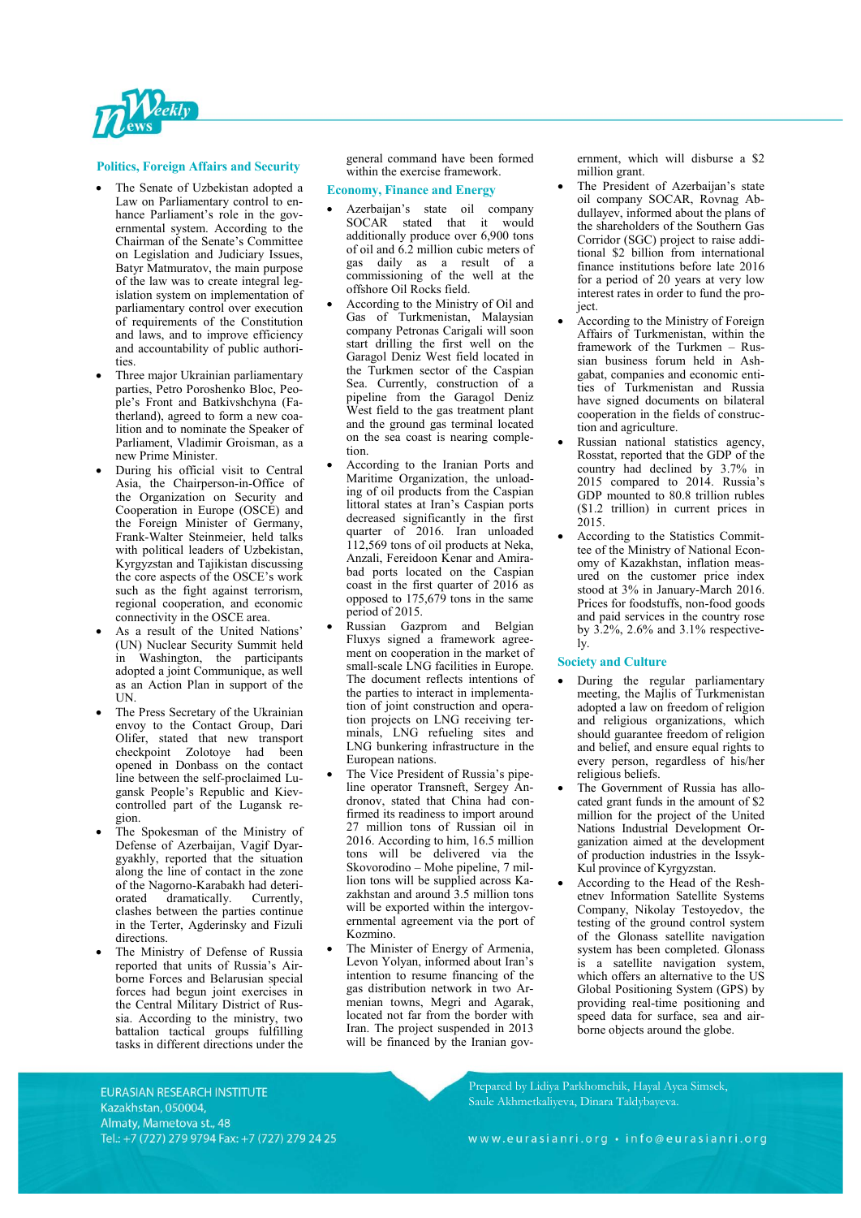## Politics, Foreign Affairs and Security

- The Senate of Uzbekistan adopted a Law on Parliamentary control to enhance Parliament's role in the governmental system. According to the Chairman of the Senate's Committee on Legislation and Judiciary Issues, Batyr Matmuratov, the main purpose of the law was to create integral legislation system on implementation of parliamentary control over execution of requirements of the Constitution and laws, and to improve efficiency and accountability of public authorities.
- Three major Ukrainian parliamentary parties, Petro Poroshenko Bloc, People's Front and Batkivshchyna (Fatherland), agreed to form a new coalition and to nominate the Speaker of Parliament, Vladimir Groisman, as a new Prime Minister.
- During his official visit to Central Asia, the Chairperson-in-Office of the Organization on Security and Cooperation in Europe (OSCE) and the Foreign Minister of Germany, Frank-Walter Steinmeier, held talks with political leaders of Uzbekistan, Kyrgyzstan and Tajikistan discussing the core aspects of the OSCE's work such as the fight against terrorism, regional cooperation, and economic connectivity in the OSCE area.
- As a result of the United Nations' (UN) Nuclear Security Summit held in Washington, the participants adopted a joint Communiqué, as well as an Action Plan in support of the UN.
- The Press Secretary of the Ukrainian envoy to the Contact Group, Dari Olifer, stated that new transport checkpoint Zolotoye had been opened in Donbass on the contact line between the self-proclaimed Lugansk People's Republic and Kiev-controlled part of the Lugansk region.
- The Spokesman of the Ministry of Defense of Azerbaijan, Vagif Dargyakhly, reported that the situation along the line of contact in the zone of the Nagorno-Karabakh had deteriorated dramatically. Currently, clashes between the parties continue in the Terter, Agderinsky and Fizuli directions.
- The Ministry of Defense of Russia reported that units of Russia's Airborne Forces and Belarusian special forces had begun joint exercises in the Central Military District of Russia. According to the ministry, two battalion tactical groups fulfilling tasks in different directions under the general command have been formed within the exercise framework.

## Economy, Finance and Energy

- Azerbaijan's state oil company SOCAR stated that it would additionally produce over 6,900 tons of oil and 6.2 million cubic meters of gas daily as a result of a commissioning of the well at the offshore Oil Rocks field.
- According to the Ministry of Oil and Gas of Turkmenistan, Malaysian company Petronas Carigali will soon start drilling the first well on the Garagol Deniz West field located in the Turkmen sector of the Caspian Sea. Currently, construction of a pipeline from the Garagol Deniz West field to the gas treatment plant and the ground gas terminal located on the sea coast is nearing completion.
- According to the Iranian Ports and Maritime Organization, the unloading of oil products from the Caspian littoral states at Iran's Caspian ports decreased significantly in the first quarter of 2016. Iran unloaded 112,569 tons of oil products at Neka, Anzali, Fereidoon Kenar and Amirabad ports located on the Caspian coast in the first quarter of 2016 as opposed to 175,679 tons in the same period of 2015.
- Russian Gazprom and Belgian Fluxys signed a framework agreement on cooperation in the market of small-scale LNG facilities in Europe. The document reflects intentions of the parties to interact in implementation of joint construction and operation projects on LNG receiving terminals, LNG refueling sites and LNG bunkering infrastructure in the European nations.
- The Vice President of Russia's pipeline operator Transneft, Sergey Andronov, stated that China had confirmed its readiness to import around 27 million tons of Russian oil in 2016. According to him, 16.5 million tons will be delivered via the Skovorodino – Mohe pipeline, 7 million tons will be supplied across Kazakhstan and around 3.5 million tons will be exported within the intergovernmental agreement via the port of Kozmino.
- The Minister of Energy of Armenia, Levon Yolyan, informed about Iran's intention to resume financing of the gas distribution network in two Armenian towns, Megri and Agarak, located not far from the border with Iran. The project suspended in 2013 will be financed by the Iranian government, which will disburse a $2 million grant.
- The President of Azerbaijan's state oil company SOCAR, Rovnag Abdullayev, informed about the plans of the shareholders of the Southern Gas Corridor (SGC) project to raise additional $2 billion from international finance institutions before late 2016 for a period of 20 years at very low interest rates in order to fund the project.
- According to the Ministry of Foreign Affairs of Turkmenistan, within the framework of the Turkmen – Russian business forum held in Ashgabat, companies and economic entities of Turkmenistan and Russia have signed documents on bilateral cooperation in the fields of construction and agriculture.
- Russian national statistics agency, Rosstat, reported that the GDP of the country had declined by 3.7% in 2015 compared to 2014. Russia's GDP mounted to 80.8 trillion rubles ($1.2 trillion) in current prices in 2015.
- According to the Statistics Committee of the Ministry of National Economy of Kazakhstan, inflation measured on the customer price index stood at 3% in January-March 2016. Prices for foodstuffs, non-food goods and paid services in the country rose by 3.2%, 2.6% and 3.1% respectively.

## Society and Culture

- During the regular parliamentary meeting, the Majlis of Turkmenistan adopted a law on freedom of religion and religious organizations, which should guarantee freedom of religion and belief, and ensure equal rights to every person, regardless of his/her religious beliefs.
- The Government of Russia has allocated grant funds in the amount of $2 million for the project of the United Nations Industrial Development Organization aimed at the development of production industries in the Issyk-Kul province of Kyrgyzstan.
- According to the Head of the Reshetnev Information Satellite Systems Company, Nikolay Testoyedov, the testing of the ground control system of the Glonass satellite navigation system has been completed. Glonass is a satellite navigation system, which offers an alternative to the US Global Positioning System (GPS) by providing real-time positioning and speed data for surface, sea and airborne objects around the globe.

EURASIAN RESEARCH INSTITUTE
Kazakhstan, 050004,
Almaty, Mametova st., 48
Tel.: +7 (727) 279 9794 Fax: +7 (727) 279 24 25

Prepared by Lidiya Parkhomchik, Hayal Ayca Simsek, Saule Akhmetkaliyeva, Dinara Taldybayeva.

www.eurasianri.org • info@eurasianri.org